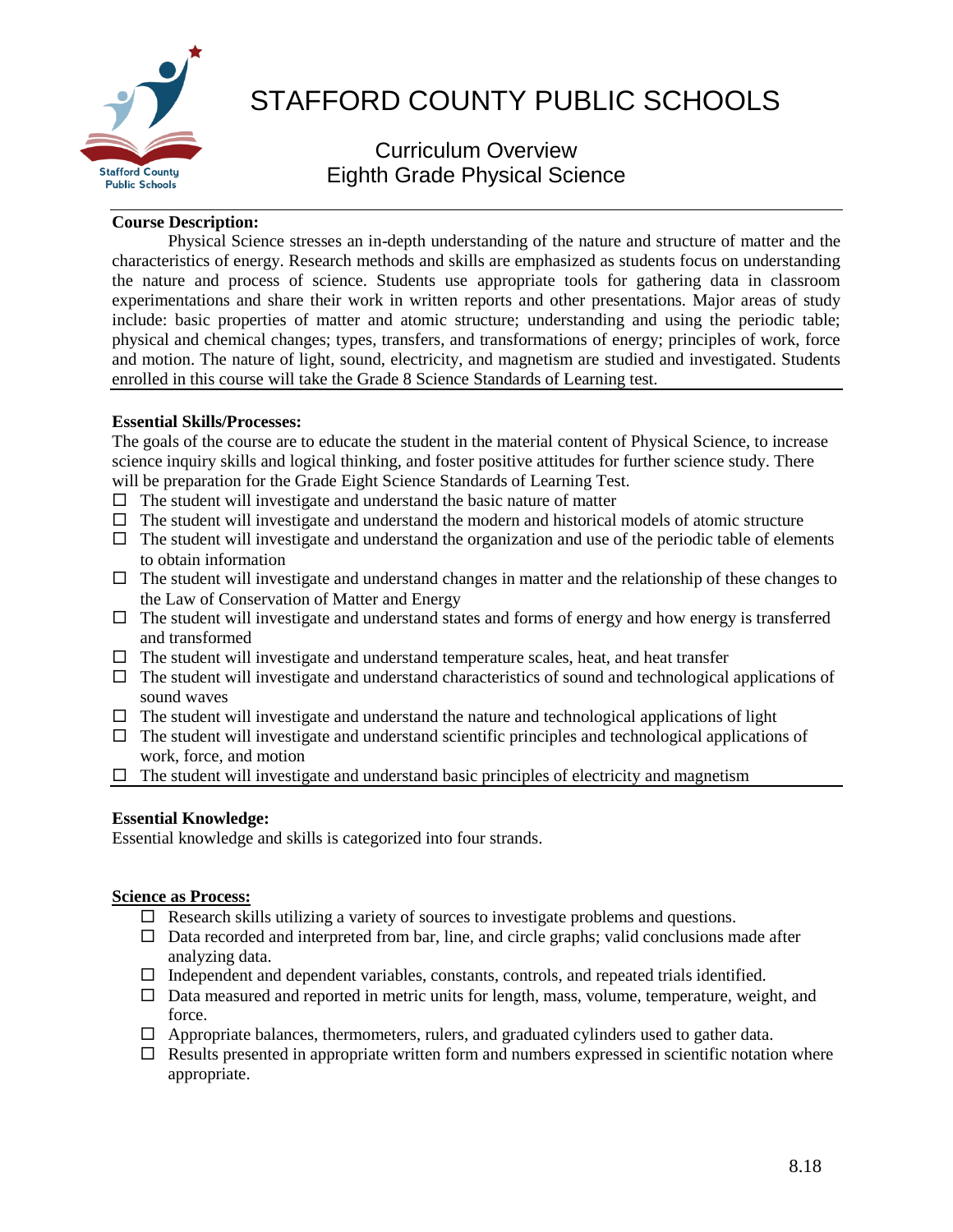# STAFFORD COUNTY PUBLIC SCHOOLS

## Curriculum Overview
## Eighth Grade Physical Science

**Course Description:**

Physical Science stresses an in-depth understanding of the nature and structure of matter and the characteristics of energy. Research methods and skills are emphasized as students focus on understanding the nature and process of science. Students use appropriate tools for gathering data in classroom experimentations and share their work in written reports and other presentations. Major areas of study include: basic properties of matter and atomic structure; understanding and using the periodic table; physical and chemical changes; types, transfers, and transformations of energy; principles of work, force and motion. The nature of light, sound, electricity, and magnetism are studied and investigated. Students enrolled in this course will take the Grade 8 Science Standards of Learning test.

**Essential Skills/Processes:**

The goals of the course are to educate the student in the material content of Physical Science, to increase science inquiry skills and logical thinking, and foster positive attitudes for further science study. There will be preparation for the Grade Eight Science Standards of Learning Test.

- The student will investigate and understand the basic nature of matter
- The student will investigate and understand the modern and historical models of atomic structure
- The student will investigate and understand the organization and use of the periodic table of elements to obtain information
- The student will investigate and understand changes in matter and the relationship of these changes to the Law of Conservation of Matter and Energy
- The student will investigate and understand states and forms of energy and how energy is transferred and transformed
- The student will investigate and understand temperature scales, heat, and heat transfer
- The student will investigate and understand characteristics of sound and technological applications of sound waves
- The student will investigate and understand the nature and technological applications of light
- The student will investigate and understand scientific principles and technological applications of work, force, and motion
- The student will investigate and understand basic principles of electricity and magnetism

**Essential Knowledge:**

Essential knowledge and skills is categorized into four strands.

**Science as Process:**

- Research skills utilizing a variety of sources to investigate problems and questions.
- Data recorded and interpreted from bar, line, and circle graphs; valid conclusions made after analyzing data.
- Independent and dependent variables, constants, controls, and repeated trials identified.
- Data measured and reported in metric units for length, mass, volume, temperature, weight, and force.
- Appropriate balances, thermometers, rulers, and graduated cylinders used to gather data.
- Results presented in appropriate written form and numbers expressed in scientific notation where appropriate.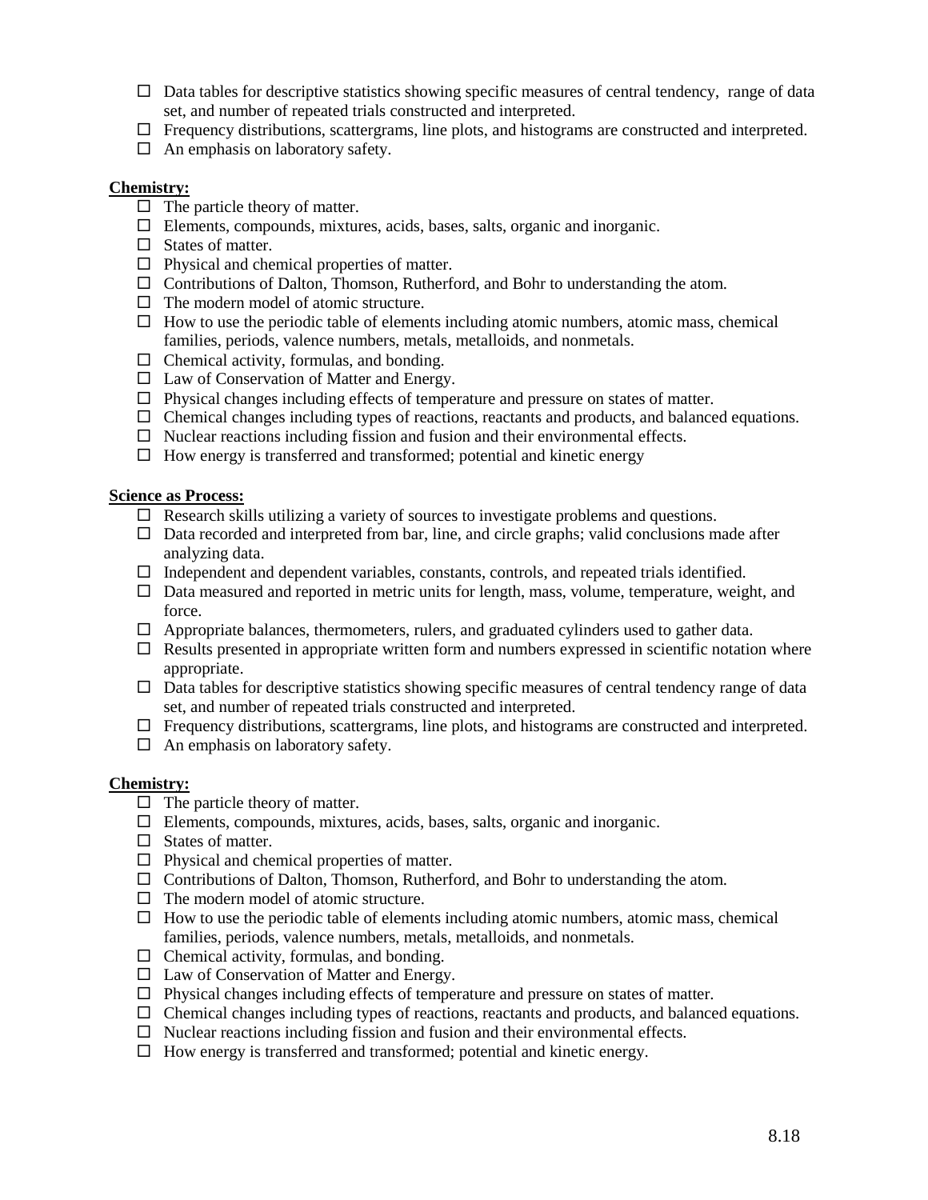- ☐ Data tables for descriptive statistics showing specific measures of central tendency, range of data set, and number of repeated trials constructed and interpreted.
- ☐ Frequency distributions, scattergrams, line plots, and histograms are constructed and interpreted.
- ☐ An emphasis on laboratory safety.

**Chemistry:**

- ☐ The particle theory of matter.
- ☐ Elements, compounds, mixtures, acids, bases, salts, organic and inorganic.
- ☐ States of matter.
- ☐ Physical and chemical properties of matter.
- ☐ Contributions of Dalton, Thomson, Rutherford, and Bohr to understanding the atom.
- ☐ The modern model of atomic structure.
- ☐ How to use the periodic table of elements including atomic numbers, atomic mass, chemical families, periods, valence numbers, metals, metalloids, and nonmetals.
- ☐ Chemical activity, formulas, and bonding.
- ☐ Law of Conservation of Matter and Energy.
- ☐ Physical changes including effects of temperature and pressure on states of matter.
- ☐ Chemical changes including types of reactions, reactants and products, and balanced equations.
- ☐ Nuclear reactions including fission and fusion and their environmental effects.
- ☐ How energy is transferred and transformed; potential and kinetic energy

**Science as Process:**

- ☐ Research skills utilizing a variety of sources to investigate problems and questions.
- ☐ Data recorded and interpreted from bar, line, and circle graphs; valid conclusions made after analyzing data.
- ☐ Independent and dependent variables, constants, controls, and repeated trials identified.
- ☐ Data measured and reported in metric units for length, mass, volume, temperature, weight, and force.
- ☐ Appropriate balances, thermometers, rulers, and graduated cylinders used to gather data.
- ☐ Results presented in appropriate written form and numbers expressed in scientific notation where appropriate.
- ☐ Data tables for descriptive statistics showing specific measures of central tendency range of data set, and number of repeated trials constructed and interpreted.
- ☐ Frequency distributions, scattergrams, line plots, and histograms are constructed and interpreted.
- ☐ An emphasis on laboratory safety.

**Chemistry:**

- ☐ The particle theory of matter.
- ☐ Elements, compounds, mixtures, acids, bases, salts, organic and inorganic.
- ☐ States of matter.
- ☐ Physical and chemical properties of matter.
- ☐ Contributions of Dalton, Thomson, Rutherford, and Bohr to understanding the atom.
- ☐ The modern model of atomic structure.
- ☐ How to use the periodic table of elements including atomic numbers, atomic mass, chemical families, periods, valence numbers, metals, metalloids, and nonmetals.
- ☐ Chemical activity, formulas, and bonding.
- ☐ Law of Conservation of Matter and Energy.
- ☐ Physical changes including effects of temperature and pressure on states of matter.
- ☐ Chemical changes including types of reactions, reactants and products, and balanced equations.
- ☐ Nuclear reactions including fission and fusion and their environmental effects.
- ☐ How energy is transferred and transformed; potential and kinetic energy.